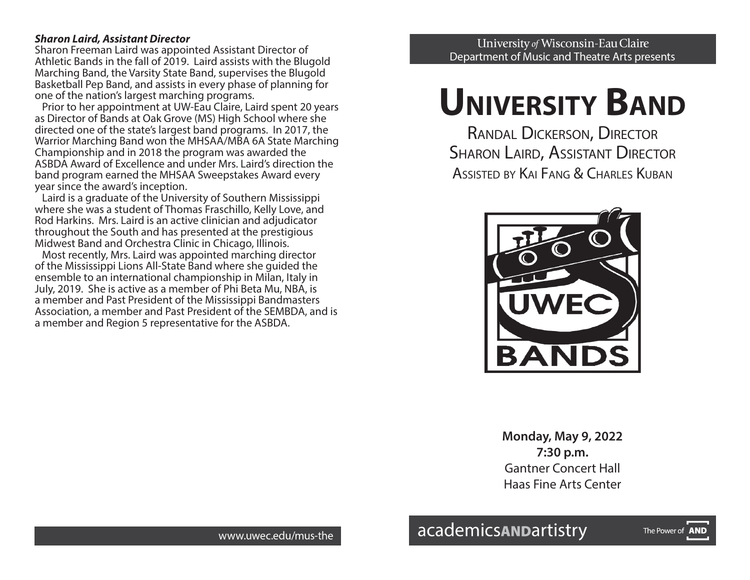***Sharon Laird, Assistant Director***

Sharon Freeman Laird was appointed Assistant Director of Athletic Bands in the fall of 2019. Laird assists with the Blugold Marching Band, the Varsity State Band, supervises the Blugold Basketball Pep Band, and assists in every phase of planning for one of the nation's largest marching programs.

Prior to her appointment at UW-Eau Claire, Laird spent 20 years as Director of Bands at Oak Grove (MS) High School where she directed one of the state's largest band programs. In 2017, the Warrior Marching Band won the MHSAA/MBA 6A State Marching Championship and in 2018 the program was awarded the ASBDA Award of Excellence and under Mrs. Laird's direction the band program earned the MHSAA Sweepstakes Award every year since the award's inception.

Laird is a graduate of the University of Southern Mississippi where she was a student of Thomas Fraschillo, Kelly Love, and Rod Harkins. Mrs. Laird is an active clinician and adjudicator throughout the South and has presented at the prestigious Midwest Band and Orchestra Clinic in Chicago, Illinois.

Most recently, Mrs. Laird was appointed marching director of the Mississippi Lions All-State Band where she guided the ensemble to an international championship in Milan, Italy in July, 2019. She is active as a member of Phi Beta Mu, NBA, is a member and Past President of the Mississippi Bandmasters Association, a member and Past President of the SEMBDA, and is a member and Region 5 representative for the ASBDA.

www.uwec.edu/mus-the

University of Wisconsin-Eau Claire
Department of Music and Theatre Arts presents

# University Band

Randal Dickerson, Director
Sharon Laird, Assistant Director
Assisted by Kai Fang & Charles Kuban

UWEC BANDS

**Monday, May 9, 2022**
**7:30 p.m.**
Gantner Concert Hall
Haas Fine Arts Center

academicsANDartistry — The Power of AND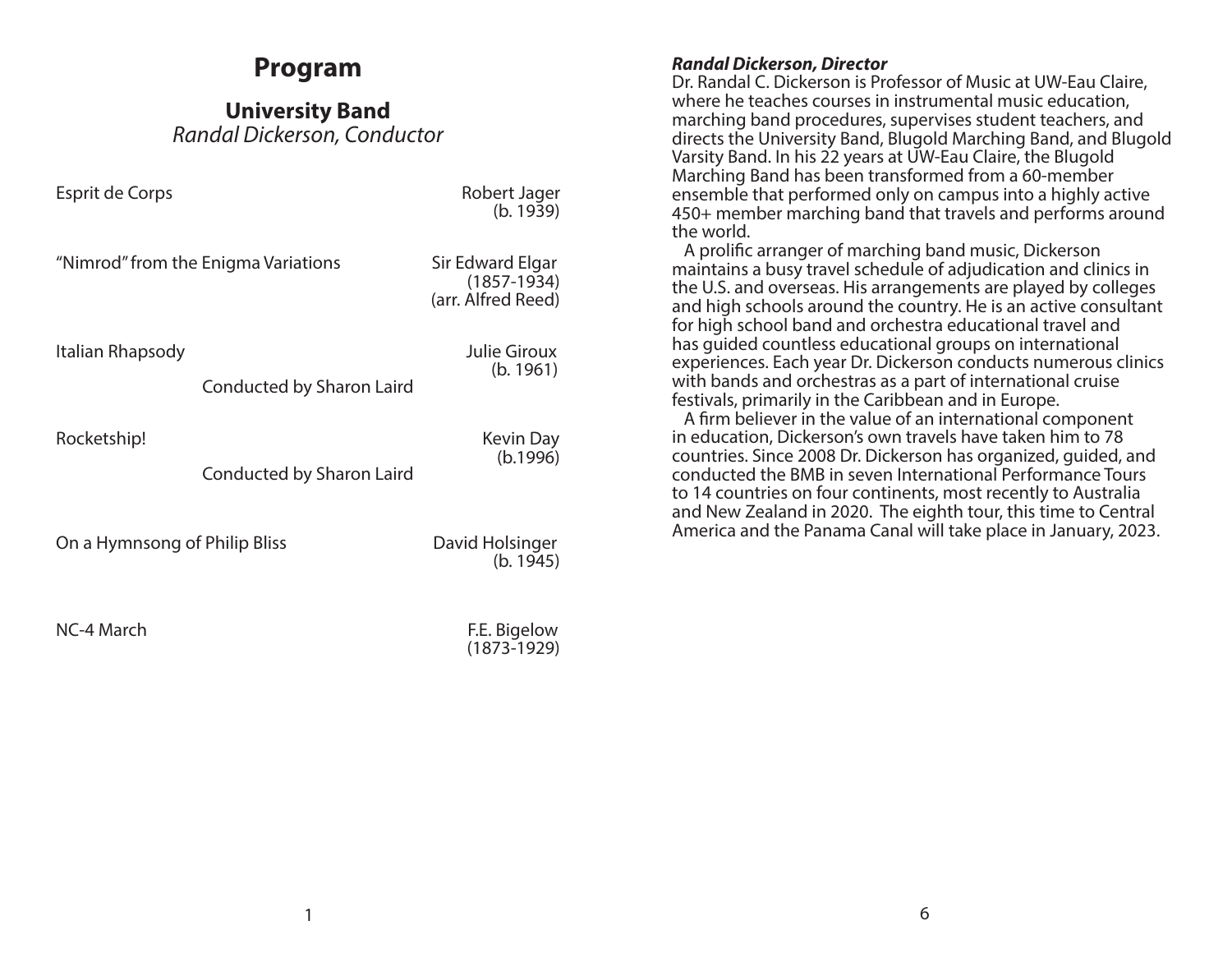# Program

## University Band

*Randal Dickerson, Conductor*

| | |
|---|---|
| Esprit de Corps | Robert Jager (b. 1939) |
| "Nimrod" from the Enigma Variations | Sir Edward Elgar (1857-1934) (arr. Alfred Reed) |
| Italian Rhapsody<br>Conducted by Sharon Laird | Julie Giroux (b. 1961) |
| Rocketship!<br>Conducted by Sharon Laird | Kevin Day (b.1996) |
| On a Hymnsong of Philip Bliss | David Holsinger (b. 1945) |
| NC-4 March | F.E. Bigelow (1873-1929) |

***Randal Dickerson, Director***

Dr. Randal C. Dickerson is Professor of Music at UW-Eau Claire, where he teaches courses in instrumental music education, marching band procedures, supervises student teachers, and directs the University Band, Blugold Marching Band, and Blugold Varsity Band. In his 22 years at UW-Eau Claire, the Blugold Marching Band has been transformed from a 60-member ensemble that performed only on campus into a highly active 450+ member marching band that travels and performs around the world.

A prolific arranger of marching band music, Dickerson maintains a busy travel schedule of adjudication and clinics in the U.S. and overseas. His arrangements are played by colleges and high schools around the country. He is an active consultant for high school band and orchestra educational travel and has guided countless educational groups on international experiences. Each year Dr. Dickerson conducts numerous clinics with bands and orchestras as a part of international cruise festivals, primarily in the Caribbean and in Europe.

A firm believer in the value of an international component in education, Dickerson's own travels have taken him to 78 countries. Since 2008 Dr. Dickerson has organized, guided, and conducted the BMB in seven International Performance Tours to 14 countries on four continents, most recently to Australia and New Zealand in 2020. The eighth tour, this time to Central America and the Panama Canal will take place in January, 2023.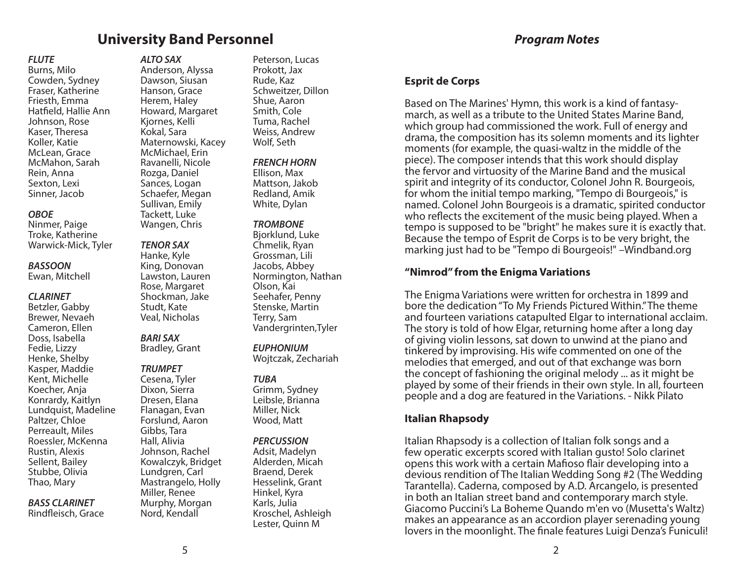## University Band Personnel

***FLUTE***
Burns, Milo
Cowden, Sydney
Fraser, Katherine
Friesth, Emma
Hatfield, Hallie Ann
Johnson, Rose
Kaser, Theresa
Koller, Katie
McLean, Grace
McMahon, Sarah
Rein, Anna
Sexton, Lexi
Sinner, Jacob

***OBOE***
Ninmer, Paige
Troke, Katherine
Warwick-Mick, Tyler

***BASSOON***
Ewan, Mitchell

***CLARINET***
Betzler, Gabby
Brewer, Nevaeh
Cameron, Ellen
Doss, Isabella
Fedie, Lizzy
Henke, Shelby
Kasper, Maddie
Kent, Michelle
Koecher, Anja
Konrardy, Kaitlyn
Lundquist, Madeline
Paltzer, Chloe
Perreault, Miles
Roessler, McKenna
Rustin, Alexis
Sellent, Bailey
Stubbe, Olivia
Thao, Mary

***BASS CLARINET***
Rindfleisch, Grace

***ALTO SAX***
Anderson, Alyssa
Dawson, Siusan
Hanson, Grace
Herem, Haley
Howard, Margaret
Kjornes, Kelli
Kokal, Sara
Maternowski, Kacey
McMichael, Erin
Ravanelli, Nicole
Rozga, Daniel
Sances, Logan
Schaefer, Megan
Sullivan, Emily
Tackett, Luke
Wangen, Chris

***TENOR SAX***
Hanke, Kyle
King, Donovan
Lawston, Lauren
Rose, Margaret
Shockman, Jake
Studt, Kate
Veal, Nicholas

***BARI SAX***
Bradley, Grant

***TRUMPET***
Cesena, Tyler
Dixon, Sierra
Dresen, Elana
Flanagan, Evan
Forslund, Aaron
Gibbs, Tara
Hall, Alivia
Johnson, Rachel
Kowalczyk, Bridget
Lundgren, Carl
Mastrangelo, Holly
Miller, Renee
Murphy, Morgan
Nord, Kendall
Peterson, Lucas
Prokott, Jax
Rude, Kaz
Schweitzer, Dillon
Shue, Aaron
Smith, Cole
Tuma, Rachel
Weiss, Andrew
Wolf, Seth

***FRENCH HORN***
Ellison, Max
Mattson, Jakob
Redland, Amik
White, Dylan

***TROMBONE***
Bjorklund, Luke
Chmelik, Ryan
Grossman, Lili
Jacobs, Abbey
Normington, Nathan
Olson, Kai
Seehafer, Penny
Stenske, Martin
Terry, Sam
Vandergrinten,Tyler

***EUPHONIUM***
Wojtczak, Zechariah

***TUBA***
Grimm, Sydney
Leibsle, Brianna
Miller, Nick
Wood, Matt

***PERCUSSION***
Adsit, Madelyn
Alderden, Micah
Braend, Derek
Hesselink, Grant
Hinkel, Kyra
Karls, Julia
Kroschel, Ashleigh
Lester, Quinn M

## *Program Notes*

### Esprit de Corps

Based on The Marines' Hymn, this work is a kind of fantasy-march, as well as a tribute to the United States Marine Band, which group had commissioned the work. Full of energy and drama, the composition has its solemn moments and its lighter moments (for example, the quasi-waltz in the middle of the piece). The composer intends that this work should display the fervor and virtuosity of the Marine Band and the musical spirit and integrity of its conductor, Colonel John R. Bourgeois, for whom the initial tempo marking, "Tempo di Bourgeois," is named. Colonel John Bourgeois is a dramatic, spirited conductor who reflects the excitement of the music being played. When a tempo is supposed to be "bright" he makes sure it is exactly that. Because the tempo of Esprit de Corps is to be very bright, the marking just had to be "Tempo di Bourgeois!" –Windband.org

### "Nimrod" from the Enigma Variations

The Enigma Variations were written for orchestra in 1899 and bore the dedication "To My Friends Pictured Within." The theme and fourteen variations catapulted Elgar to international acclaim. The story is told of how Elgar, returning home after a long day of giving violin lessons, sat down to unwind at the piano and tinkered by improvising. His wife commented on one of the melodies that emerged, and out of that exchange was born the concept of fashioning the original melody ... as it might be played by some of their friends in their own style. In all, fourteen people and a dog are featured in the Variations. - Nikk Pilato

### Italian Rhapsody

Italian Rhapsody is a collection of Italian folk songs and a few operatic excerpts scored with Italian gusto! Solo clarinet opens this work with a certain Mafioso flair developing into a devious rendition of The Italian Wedding Song #2 (The Wedding Tarantella). Caderna, composed by A.D. Arcangelo, is presented in both an Italian street band and contemporary march style. Giacomo Puccini's La Boheme Quando m'en vo (Musetta's Waltz) makes an appearance as an accordion player serenading young lovers in the moonlight. The finale features Luigi Denza's Funiculi!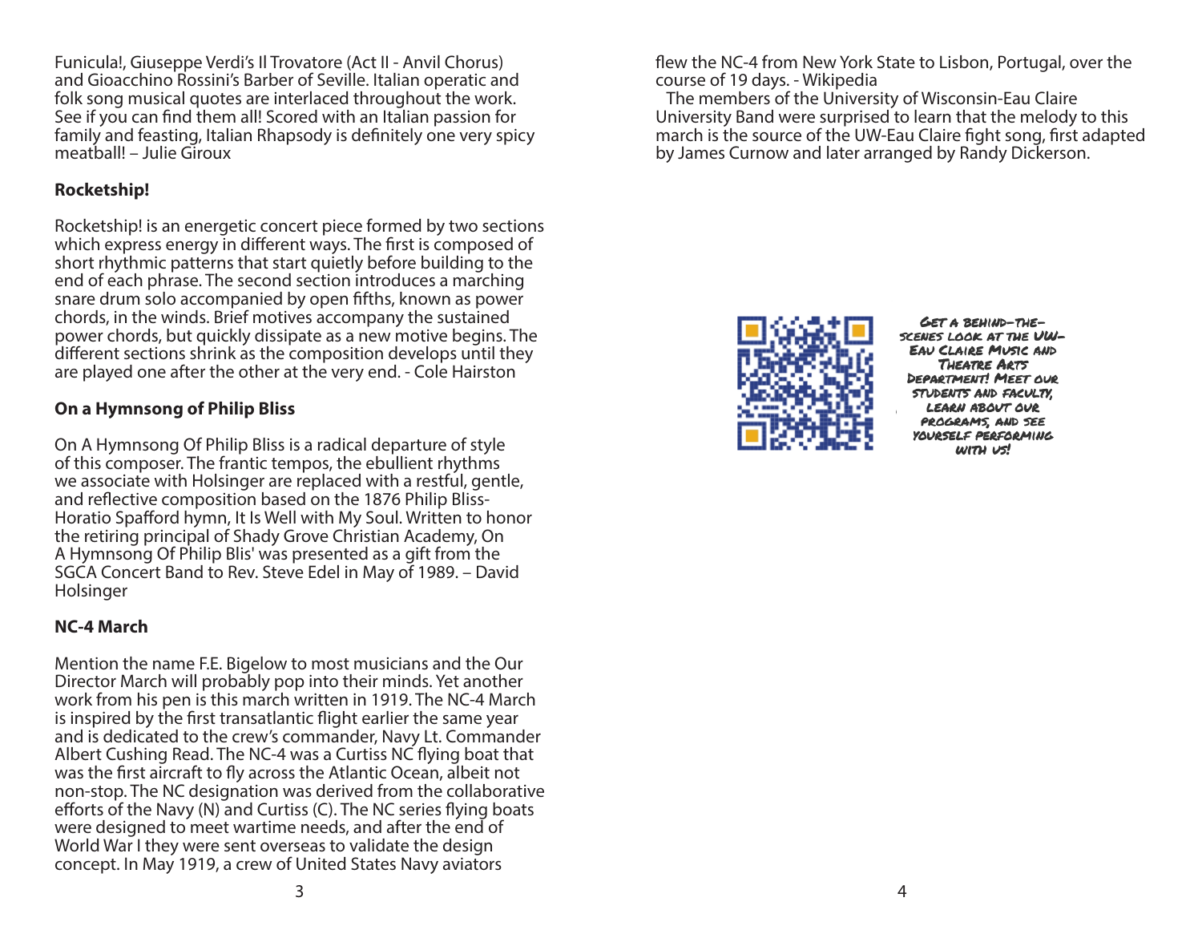Funicula!, Giuseppe Verdi's Il Trovatore (Act II - Anvil Chorus) and Gioacchino Rossini's Barber of Seville. Italian operatic and folk song musical quotes are interlaced throughout the work. See if you can find them all! Scored with an Italian passion for family and feasting, Italian Rhapsody is definitely one very spicy meatball! – Julie Giroux

**Rocketship!**

Rocketship! is an energetic concert piece formed by two sections which express energy in different ways. The first is composed of short rhythmic patterns that start quietly before building to the end of each phrase. The second section introduces a marching snare drum solo accompanied by open fifths, known as power chords, in the winds. Brief motives accompany the sustained power chords, but quickly dissipate as a new motive begins. The different sections shrink as the composition develops until they are played one after the other at the very end. - Cole Hairston

**On a Hymnsong of Philip Bliss**

On A Hymnsong Of Philip Bliss is a radical departure of style of this composer. The frantic tempos, the ebullient rhythms we associate with Holsinger are replaced with a restful, gentle, and reflective composition based on the 1876 Philip Bliss-Horatio Spafford hymn, It Is Well with My Soul. Written to honor the retiring principal of Shady Grove Christian Academy, On A Hymnsong Of Philip Blis' was presented as a gift from the SGCA Concert Band to Rev. Steve Edel in May of 1989. – David Holsinger

**NC-4 March**

Mention the name F.E. Bigelow to most musicians and the Our Director March will probably pop into their minds. Yet another work from his pen is this march written in 1919. The NC-4 March is inspired by the first transatlantic flight earlier the same year and is dedicated to the crew's commander, Navy Lt. Commander Albert Cushing Read. The NC-4 was a Curtiss NC flying boat that was the first aircraft to fly across the Atlantic Ocean, albeit not non-stop. The NC designation was derived from the collaborative efforts of the Navy (N) and Curtiss (C). The NC series flying boats were designed to meet wartime needs, and after the end of World War I they were sent overseas to validate the design concept. In May 1919, a crew of United States Navy aviators flew the NC-4 from New York State to Lisbon, Portugal, over the course of 19 days. - Wikipedia

The members of the University of Wisconsin-Eau Claire University Band were surprised to learn that the melody to this march is the source of the UW-Eau Claire fight song, first adapted by James Curnow and later arranged by Randy Dickerson.

Get a behind-the-scenes look at the UW-Eau Claire Music and Theatre Arts Department! Meet our students and faculty, learn about our programs, and see yourself performing with us!